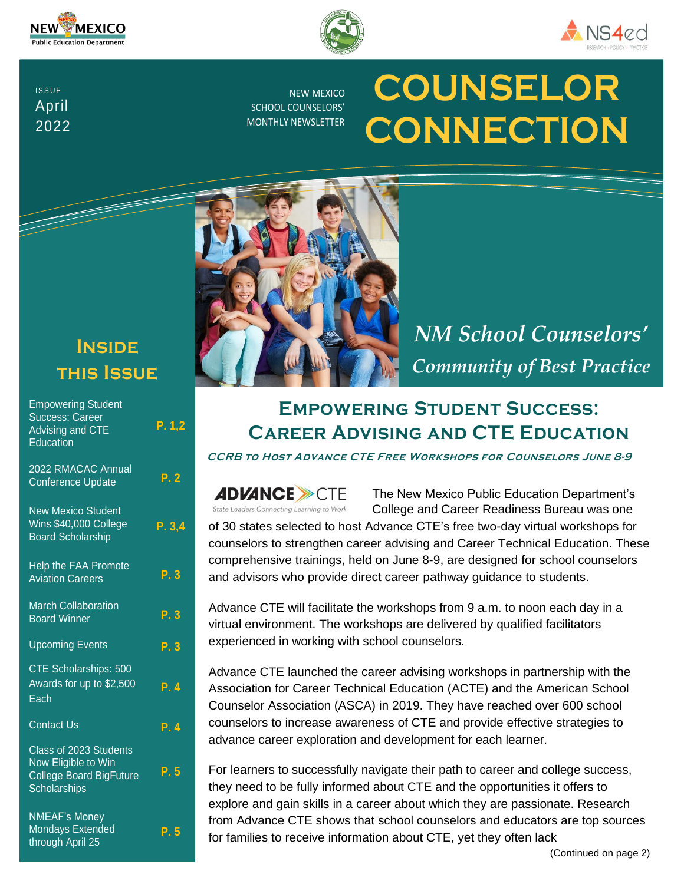ISSUE
April
2022

NEW MEXICO
SCHOOL COUNSELORS'
MONTHLY NEWSLETTER

# COUNSELOR CONNECTION

*NM School Counselors' Community of Best Practice*

## Inside this Issue

| | |
|---|---|
| Empowering Student Success: Career Advising and CTE Education | P. 1,2 |
| 2022 RMACAC Annual Conference Update | P. 2 |
| New Mexico Student Wins $40,000 College Board Scholarship | P. 3,4 |
| Help the FAA Promote Aviation Careers | P. 3 |
| March Collaboration Board Winner | P. 3 |
| Upcoming Events | P. 3 |
| CTE Scholarships: 500 Awards for up to $2,500 Each | P. 4 |
| Contact Us | P. 4 |
| Class of 2023 Students Now Eligible to Win College Board BigFuture Scholarships | P. 5 |
| NMEAF's Money Mondays Extended through April 25 | P. 5 |

## Empowering Student Success: Career Advising and CTE Education

***CCRB to Host Advance CTE Free Workshops for Counselors June 8-9***

ADVANCE CTE — State Leaders Connecting Learning to Work

The New Mexico Public Education Department's College and Career Readiness Bureau was one of 30 states selected to host Advance CTE's free two-day virtual workshops for counselors to strengthen career advising and Career Technical Education. These comprehensive trainings, held on June 8-9, are designed for school counselors and advisors who provide direct career pathway guidance to students.

Advance CTE will facilitate the workshops from 9 a.m. to noon each day in a virtual environment. The workshops are delivered by qualified facilitators experienced in working with school counselors.

Advance CTE launched the career advising workshops in partnership with the Association for Career Technical Education (ACTE) and the American School Counselor Association (ASCA) in 2019. They have reached over 600 school counselors to increase awareness of CTE and provide effective strategies to advance career exploration and development for each learner.

For learners to successfully navigate their path to career and college success, they need to be fully informed about CTE and the opportunities it offers to explore and gain skills in a career about which they are passionate. Research from Advance CTE shows that school counselors and educators are top sources for families to receive information about CTE, yet they often lack

(Continued on page 2)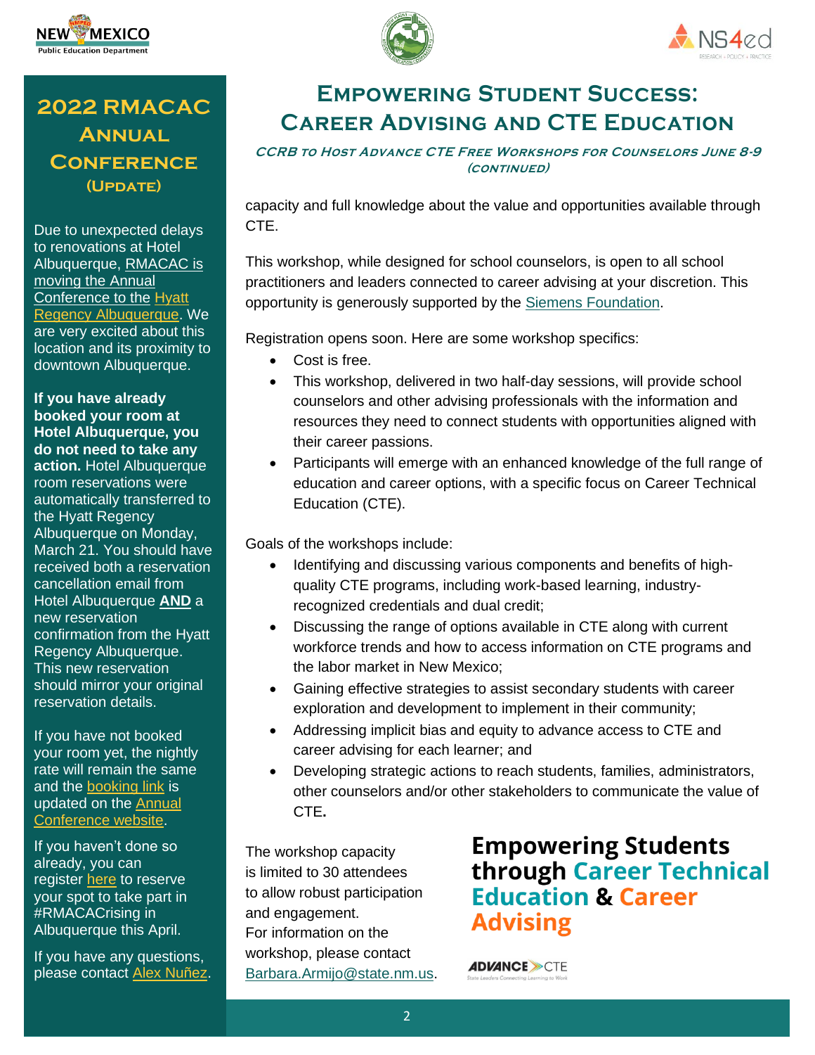# Empowering Student Success: Career Advising and CTE Education

*CCRB to Host Advance CTE Free Workshops for Counselors June 8-9 (continued)*

capacity and full knowledge about the value and opportunities available through CTE.

This workshop, while designed for school counselors, is open to all school practitioners and leaders connected to career advising at your discretion. This opportunity is generously supported by the Siemens Foundation.

Registration opens soon. Here are some workshop specifics:

- Cost is free.
- This workshop, delivered in two half-day sessions, will provide school counselors and other advising professionals with the information and resources they need to connect students with opportunities aligned with their career passions.
- Participants will emerge with an enhanced knowledge of the full range of education and career options, with a specific focus on Career Technical Education (CTE).

Goals of the workshops include:

- Identifying and discussing various components and benefits of high-quality CTE programs, including work-based learning, industry-recognized credentials and dual credit;
- Discussing the range of options available in CTE along with current workforce trends and how to access information on CTE programs and the labor market in New Mexico;
- Gaining effective strategies to assist secondary students with career exploration and development to implement in their community;
- Addressing implicit bias and equity to advance access to CTE and career advising for each learner; and
- Developing strategic actions to reach students, families, administrators, other counselors and/or other stakeholders to communicate the value of CTE**.**

The workshop capacity is limited to 30 attendees to allow robust participation and engagement.
For information on the workshop, please contact Barbara.Armijo@state.nm.us.

**Empowering Students through Career Technical Education & Career Advising**

ADVANCE CTE
State Leaders Connecting Learning to Work

## 2022 RMACAC Annual Conference (Update)

Due to unexpected delays to renovations at Hotel Albuquerque, RMACAC is moving the Annual Conference to the Hyatt Regency Albuquerque. We are very excited about this location and its proximity to downtown Albuquerque.

**If you have already booked your room at Hotel Albuquerque, you do not need to take any action.** Hotel Albuquerque room reservations were automatically transferred to the Hyatt Regency Albuquerque on Monday, March 21. You should have received both a reservation cancellation email from Hotel Albuquerque **AND** a new reservation confirmation from the Hyatt Regency Albuquerque. This new reservation should mirror your original reservation details.

If you have not booked your room yet, the nightly rate will remain the same and the booking link is updated on the Annual Conference website.

If you haven't done so already, you can register here to reserve your spot to take part in #RMACACrising in Albuquerque this April.

If you have any questions, please contact Alex Nuñez.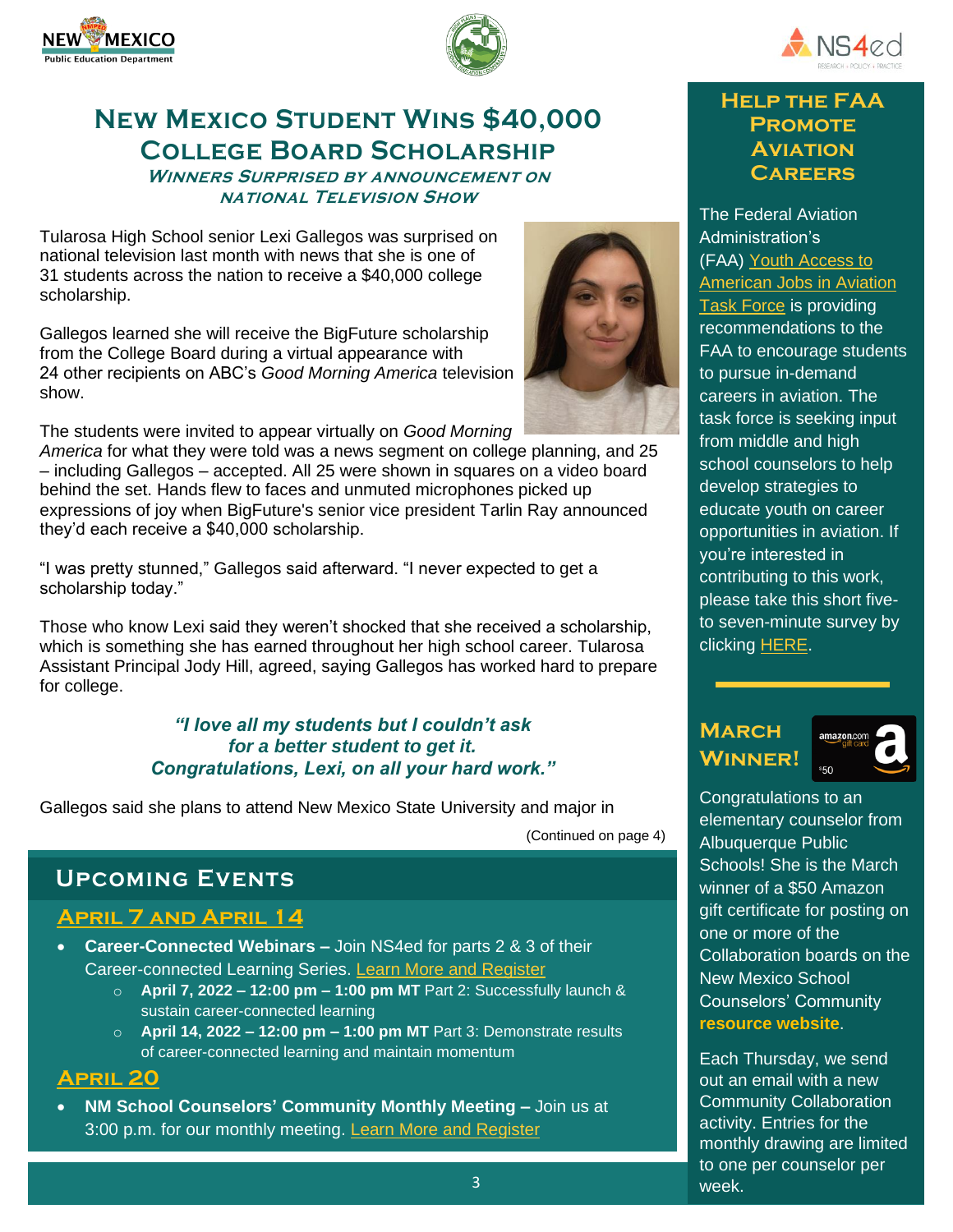# New Mexico Student Wins $40,000 College Board Scholarship

### *Winners Surprised by Announcement on National Television Show*

Tularosa High School senior Lexi Gallegos was surprised on national television last month with news that she is one of 31 students across the nation to receive a $40,000 college scholarship.

Gallegos learned she will receive the BigFuture scholarship from the College Board during a virtual appearance with 24 other recipients on ABC's *Good Morning America* television show.

The students were invited to appear virtually on *Good Morning America* for what they were told was a news segment on college planning, and 25 – including Gallegos – accepted. All 25 were shown in squares on a video board behind the set. Hands flew to faces and unmuted microphones picked up expressions of joy when BigFuture's senior vice president Tarlin Ray announced they'd each receive a $40,000 scholarship.

"I was pretty stunned," Gallegos said afterward. "I never expected to get a scholarship today."

Those who know Lexi said they weren't shocked that she received a scholarship, which is something she has earned throughout her high school career. Tularosa Assistant Principal Jody Hill, agreed, saying Gallegos has worked hard to prepare for college.

> ***"I love all my students but I couldn't ask for a better student to get it. Congratulations, Lexi, on all your hard work."***

Gallegos said she plans to attend New Mexico State University and major in

(Continued on page 4)

## Upcoming Events

### April 7 and April 14

- **Career-Connected Webinars –** Join NS4ed for parts 2 & 3 of their Career-connected Learning Series. Learn More and Register
  - **April 7, 2022 – 12:00 pm – 1:00 pm MT** Part 2: Successfully launch & sustain career-connected learning
  - **April 14, 2022 – 12:00 pm – 1:00 pm MT** Part 3: Demonstrate results of career-connected learning and maintain momentum

### April 20

- **NM School Counselors' Community Monthly Meeting –** Join us at 3:00 p.m. for our monthly meeting. Learn More and Register

## Help the FAA Promote Aviation Careers

The Federal Aviation Administration's (FAA) Youth Access to American Jobs in Aviation Task Force is providing recommendations to the FAA to encourage students to pursue in-demand careers in aviation. The task force is seeking input from middle and high school counselors to help develop strategies to educate youth on career opportunities in aviation. If you're interested in contributing to this work, please take this short five- to seven-minute survey by clicking HERE.

## March Winner!

Congratulations to an elementary counselor from Albuquerque Public Schools! She is the March winner of a $50 Amazon gift certificate for posting on one or more of the Collaboration boards on the New Mexico School Counselors' Community **resource website**.

Each Thursday, we send out an email with a new Community Collaboration activity. Entries for the monthly drawing are limited to one per counselor per week.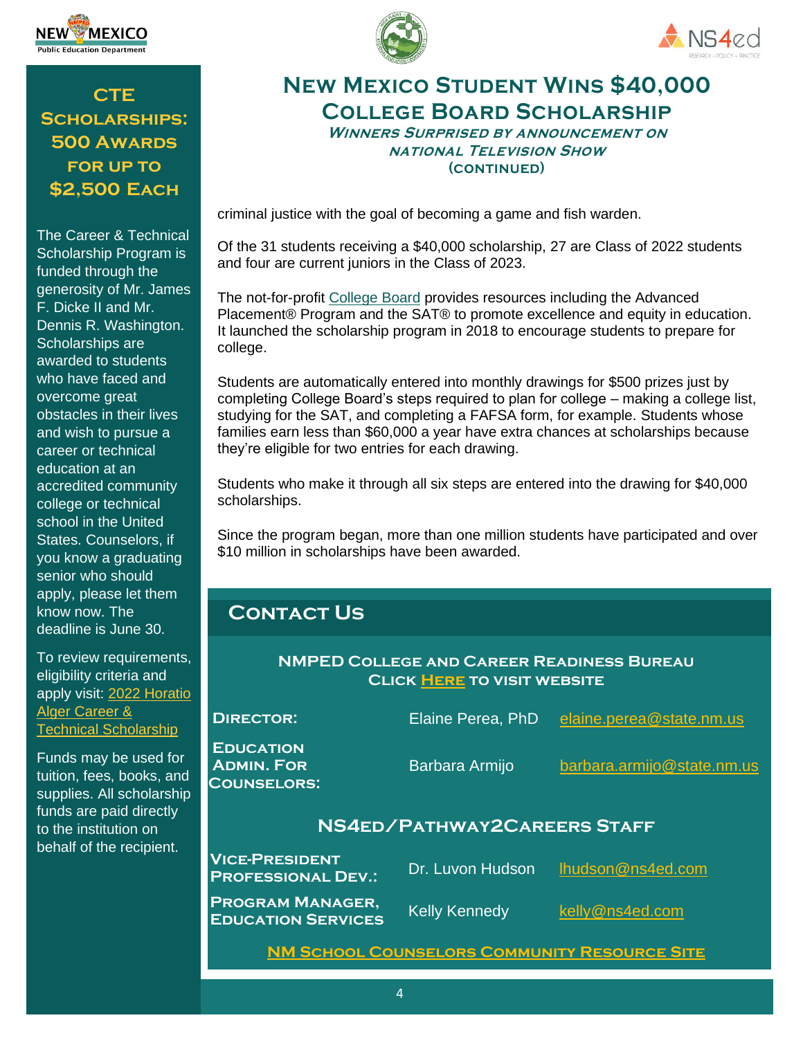# New Mexico Student Wins $40,000 College Board Scholarship

### *Winners Surprised by Announcement on National Television Show*

### (continued)

criminal justice with the goal of becoming a game and fish warden.

Of the 31 students receiving a $40,000 scholarship, 27 are Class of 2022 students and four are current juniors in the Class of 2023.

The not-for-profit College Board provides resources including the Advanced Placement® Program and the SAT® to promote excellence and equity in education. It launched the scholarship program in 2018 to encourage students to prepare for college.

Students are automatically entered into monthly drawings for $500 prizes just by completing College Board's steps required to plan for college – making a college list, studying for the SAT, and completing a FAFSA form, for example. Students whose families earn less than $60,000 a year have extra chances at scholarships because they're eligible for two entries for each drawing.

Students who make it through all six steps are entered into the drawing for $40,000 scholarships.

Since the program began, more than one million students have participated and over $10 million in scholarships have been awarded.

## CTE Scholarships: 500 Awards for up to $2,500 Each

The Career & Technical Scholarship Program is funded through the generosity of Mr. James F. Dicke II and Mr. Dennis R. Washington. Scholarships are awarded to students who have faced and overcome great obstacles in their lives and wish to pursue a career or technical education at an accredited community college or technical school in the United States. Counselors, if you know a graduating senior who should apply, please let them know now. The deadline is June 30.

To review requirements, eligibility criteria and apply visit: 2022 Horatio Alger Career & Technical Scholarship

Funds may be used for tuition, fees, books, and supplies. All scholarship funds are paid directly to the institution on behalf of the recipient.

## Contact Us

### NMPED College and Career Readiness Bureau

**Click HERE to visit website**

| | | |
|---|---|---|
| **Director:** | Elaine Perea, PhD | elaine.perea@state.nm.us |
| **Education Admin. for Counselors:** | Barbara Armijo | barbara.armijo@state.nm.us |

### NS4ed/Pathway2Careers Staff

| | | |
|---|---|---|
| **Vice-President Professional Dev.:** | Dr. Luvon Hudson | lhudson@ns4ed.com |
| **Program Manager, Education Services** | Kelly Kennedy | kelly@ns4ed.com |

**NM School Counselors Community Resource Site**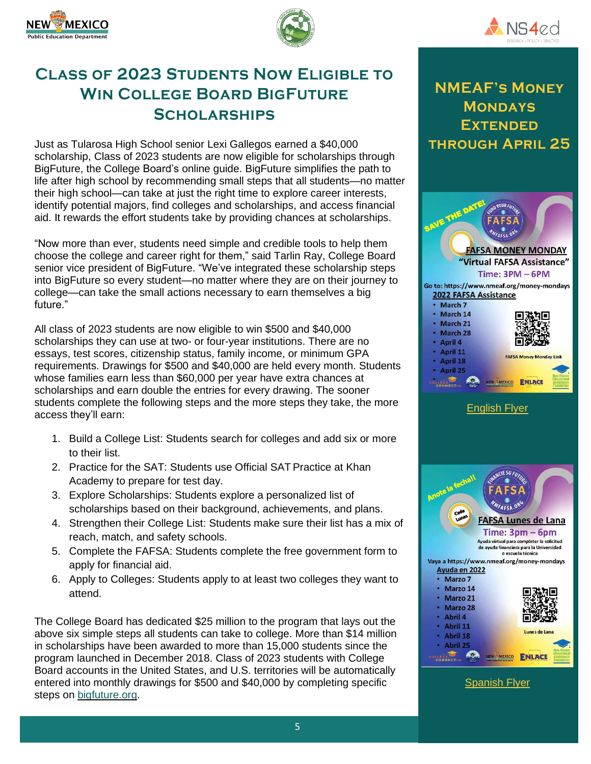# Class of 2023 Students Now Eligible to Win College Board BigFuture Scholarships

Just as Tularosa High School senior Lexi Gallegos earned a $40,000 scholarship, Class of 2023 students are now eligible for scholarships through BigFuture, the College Board's online guide. BigFuture simplifies the path to life after high school by recommending small steps that all students—no matter their high school—can take at just the right time to explore career interests, identify potential majors, find colleges and scholarships, and access financial aid. It rewards the effort students take by providing chances at scholarships.

"Now more than ever, students need simple and credible tools to help them choose the college and career right for them," said Tarlin Ray, College Board senior vice president of BigFuture. "We've integrated these scholarship steps into BigFuture so every student—no matter where they are on their journey to college—can take the small actions necessary to earn themselves a big future."

All class of 2023 students are now eligible to win $500 and $40,000 scholarships they can use at two- or four-year institutions. There are no essays, test scores, citizenship status, family income, or minimum GPA requirements. Drawings for $500 and $40,000 are held every month. Students whose families earn less than $60,000 per year have extra chances at scholarships and earn double the entries for every drawing. The sooner students complete the following steps and the more steps they take, the more access they'll earn:

1. Build a College List: Students search for colleges and add six or more to their list.
2. Practice for the SAT: Students use Official SAT Practice at Khan Academy to prepare for test day.
3. Explore Scholarships: Students explore a personalized list of scholarships based on their background, achievements, and plans.
4. Strengthen their College List: Students make sure their list has a mix of reach, match, and safety schools.
5. Complete the FAFSA: Students complete the free government form to apply for financial aid.
6. Apply to Colleges: Students apply to at least two colleges they want to attend.

The College Board has dedicated $25 million to the program that lays out the above six simple steps all students can take to college. More than $14 million in scholarships have been awarded to more than 15,000 students since the program launched in December 2018. Class of 2023 students with College Board accounts in the United States, and U.S. territories will be automatically entered into monthly drawings for $500 and $40,000 by completing specific steps on [bigfuture.org](bigfuture.org).

## NMEAF's Money Mondays Extended through April 25

SAVE THE DATE!

FUND YOUR FUTURE FAFSA NMFAFSA.ORG

**FAFSA MONEY MONDAY**

"Virtual FAFSA Assistance"

Time: 3PM – 6PM

Go to: https://www.nmeaf.org/money-mondays

**2022 FAFSA Assistance**

- March 7
- March 14
- March 21
- March 28
- April 4
- April 11
- April 18
- April 25

FAFSA Money Monday Link

[English Flyer]()

Anote la fecha!!

FINANCIE SU FUTURO FAFSA NMFAFSA.ORG

Cada Lunes

**FAFSA Lunes de Lana**

Time: 3pm – 6pm

Ayuda virtual para completer la solicitud de ayuda financiera para la Universidad o escuela técnica

Vaya a https://www.nmeaf.org/money-mondays

**Ayuda en 2022**

- Marzo 7
- Marzo 14
- Marzo 21
- Marzo 28
- Abril 4
- Abril 11
- Abril 18
- Abril 25

Lunes de Lana

[Spanish Flyer]()